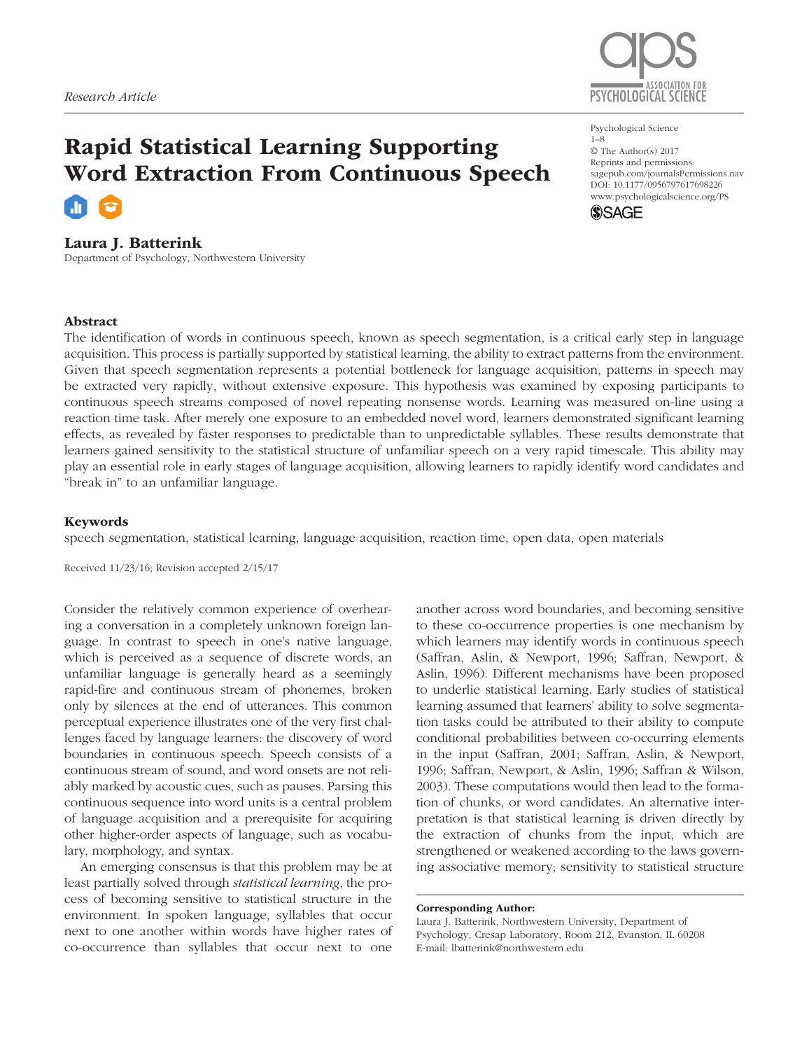Research Article

# Rapid Statistical Learning Supporting Word Extraction From Continuous Speech

**Laura J. Batterink**
Department of Psychology, Northwestern University

Psychological Science
© The Author(s) 2017
Reprints and permissions: sagepub.com/journalsPermissions.nav
DOI: 10.1177/0956797617698226
www.psychologicalscience.org/PS

## Abstract

The identification of words in continuous speech, known as speech segmentation, is a critical early step in language acquisition. This process is partially supported by statistical learning, the ability to extract patterns from the environment. Given that speech segmentation represents a potential bottleneck for language acquisition, patterns in speech may be extracted very rapidly, without extensive exposure. This hypothesis was examined by exposing participants to continuous speech streams composed of novel repeating nonsense words. Learning was measured on-line using a reaction time task. After merely one exposure to an embedded novel word, learners demonstrated significant learning effects, as revealed by faster responses to predictable than to unpredictable syllables. These results demonstrate that learners gained sensitivity to the statistical structure of unfamiliar speech on a very rapid timescale. This ability may play an essential role in early stages of language acquisition, allowing learners to rapidly identify word candidates and "break in" to an unfamiliar language.

## Keywords

speech segmentation, statistical learning, language acquisition, reaction time, open data, open materials

Received 11/23/16; Revision accepted 2/15/17

Consider the relatively common experience of overhearing a conversation in a completely unknown foreign language. In contrast to speech in one's native language, which is perceived as a sequence of discrete words, an unfamiliar language is generally heard as a seemingly rapid-fire and continuous stream of phonemes, broken only by silences at the end of utterances. This common perceptual experience illustrates one of the very first challenges faced by language learners: the discovery of word boundaries in continuous speech. Speech consists of a continuous stream of sound, and word onsets are not reliably marked by acoustic cues, such as pauses. Parsing this continuous sequence into word units is a central problem of language acquisition and a prerequisite for acquiring other higher-order aspects of language, such as vocabulary, morphology, and syntax.

An emerging consensus is that this problem may be at least partially solved through *statistical learning*, the process of becoming sensitive to statistical structure in the environment. In spoken language, syllables that occur next to one another within words have higher rates of co-occurrence than syllables that occur next to one another across word boundaries, and becoming sensitive to these co-occurrence properties is one mechanism by which learners may identify words in continuous speech (Saffran, Aslin, & Newport, 1996; Saffran, Newport, & Aslin, 1996). Different mechanisms have been proposed to underlie statistical learning. Early studies of statistical learning assumed that learners' ability to solve segmentation tasks could be attributed to their ability to compute conditional probabilities between co-occurring elements in the input (Saffran, 2001; Saffran, Aslin, & Newport, 1996; Saffran, Newport, & Aslin, 1996; Saffran & Wilson, 2003). These computations would then lead to the formation of chunks, or word candidates. An alternative interpretation is that statistical learning is driven directly by the extraction of chunks from the input, which are strengthened or weakened according to the laws governing associative memory; sensitivity to statistical structure

**Corresponding Author:**
Laura J. Batterink, Northwestern University, Department of Psychology, Cresap Laboratory, Room 212, Evanston, IL 60208
E-mail: lbatterink@northwestern.edu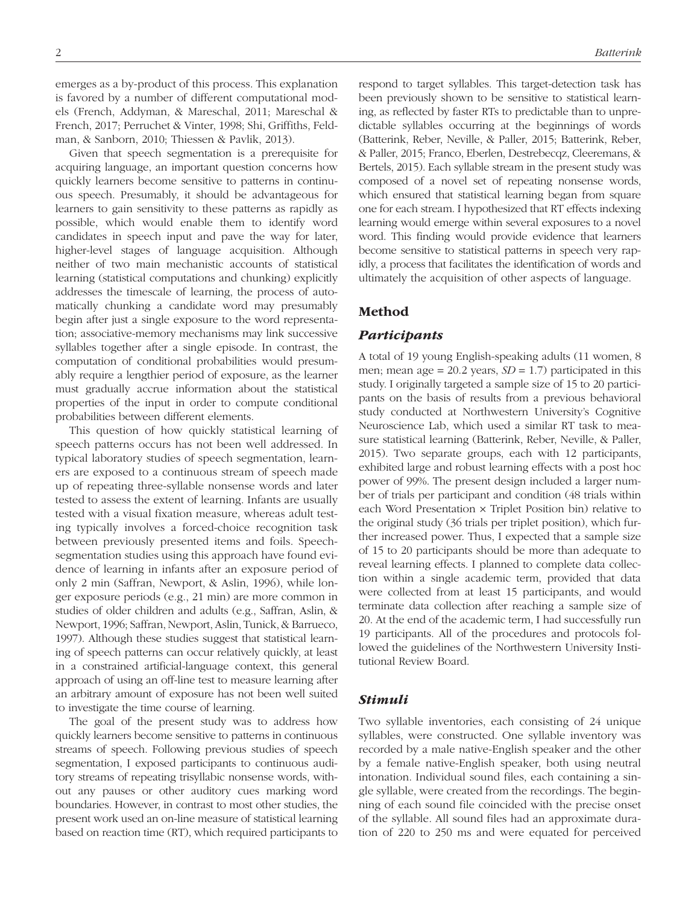emerges as a by-product of this process. This explanation is favored by a number of different computational models (French, Addyman, & Mareschal, 2011; Mareschal & French, 2017; Perruchet & Vinter, 1998; Shi, Griffiths, Feldman, & Sanborn, 2010; Thiessen & Pavlik, 2013).

Given that speech segmentation is a prerequisite for acquiring language, an important question concerns how quickly learners become sensitive to patterns in continuous speech. Presumably, it should be advantageous for learners to gain sensitivity to these patterns as rapidly as possible, which would enable them to identify word candidates in speech input and pave the way for later, higher-level stages of language acquisition. Although neither of two main mechanistic accounts of statistical learning (statistical computations and chunking) explicitly addresses the timescale of learning, the process of automatically chunking a candidate word may presumably begin after just a single exposure to the word representation; associative-memory mechanisms may link successive syllables together after a single episode. In contrast, the computation of conditional probabilities would presumably require a lengthier period of exposure, as the learner must gradually accrue information about the statistical properties of the input in order to compute conditional probabilities between different elements.

This question of how quickly statistical learning of speech patterns occurs has not been well addressed. In typical laboratory studies of speech segmentation, learners are exposed to a continuous stream of speech made up of repeating three-syllable nonsense words and later tested to assess the extent of learning. Infants are usually tested with a visual fixation measure, whereas adult testing typically involves a forced-choice recognition task between previously presented items and foils. Speech-segmentation studies using this approach have found evidence of learning in infants after an exposure period of only 2 min (Saffran, Newport, & Aslin, 1996), while longer exposure periods (e.g., 21 min) are more common in studies of older children and adults (e.g., Saffran, Aslin, & Newport, 1996; Saffran, Newport, Aslin, Tunick, & Barrueco, 1997). Although these studies suggest that statistical learning of speech patterns can occur relatively quickly, at least in a constrained artificial-language context, this general approach of using an off-line test to measure learning after an arbitrary amount of exposure has not been well suited to investigate the time course of learning.

The goal of the present study was to address how quickly learners become sensitive to patterns in continuous streams of speech. Following previous studies of speech segmentation, I exposed participants to continuous auditory streams of repeating trisyllabic nonsense words, without any pauses or other auditory cues marking word boundaries. However, in contrast to most other studies, the present work used an on-line measure of statistical learning based on reaction time (RT), which required participants to respond to target syllables. This target-detection task has been previously shown to be sensitive to statistical learning, as reflected by faster RTs to predictable than to unpredictable syllables occurring at the beginnings of words (Batterink, Reber, Neville, & Paller, 2015; Batterink, Reber, & Paller, 2015; Franco, Eberlen, Destrebecqz, Cleeremans, & Bertels, 2015). Each syllable stream in the present study was composed of a novel set of repeating nonsense words, which ensured that statistical learning began from square one for each stream. I hypothesized that RT effects indexing learning would emerge within several exposures to a novel word. This finding would provide evidence that learners become sensitive to statistical patterns in speech very rapidly, a process that facilitates the identification of words and ultimately the acquisition of other aspects of language.

## Method

### Participants

A total of 19 young English-speaking adults (11 women, 8 men; mean age = 20.2 years, *SD* = 1.7) participated in this study. I originally targeted a sample size of 15 to 20 participants on the basis of results from a previous behavioral study conducted at Northwestern University's Cognitive Neuroscience Lab, which used a similar RT task to measure statistical learning (Batterink, Reber, Neville, & Paller, 2015). Two separate groups, each with 12 participants, exhibited large and robust learning effects with a post hoc power of 99%. The present design included a larger number of trials per participant and condition (48 trials within each Word Presentation × Triplet Position bin) relative to the original study (36 trials per triplet position), which further increased power. Thus, I expected that a sample size of 15 to 20 participants should be more than adequate to reveal learning effects. I planned to complete data collection within a single academic term, provided that data were collected from at least 15 participants, and would terminate data collection after reaching a sample size of 20. At the end of the academic term, I had successfully run 19 participants. All of the procedures and protocols followed the guidelines of the Northwestern University Institutional Review Board.

### Stimuli

Two syllable inventories, each consisting of 24 unique syllables, were constructed. One syllable inventory was recorded by a male native-English speaker and the other by a female native-English speaker, both using neutral intonation. Individual sound files, each containing a single syllable, were created from the recordings. The beginning of each sound file coincided with the precise onset of the syllable. All sound files had an approximate duration of 220 to 250 ms and were equated for perceived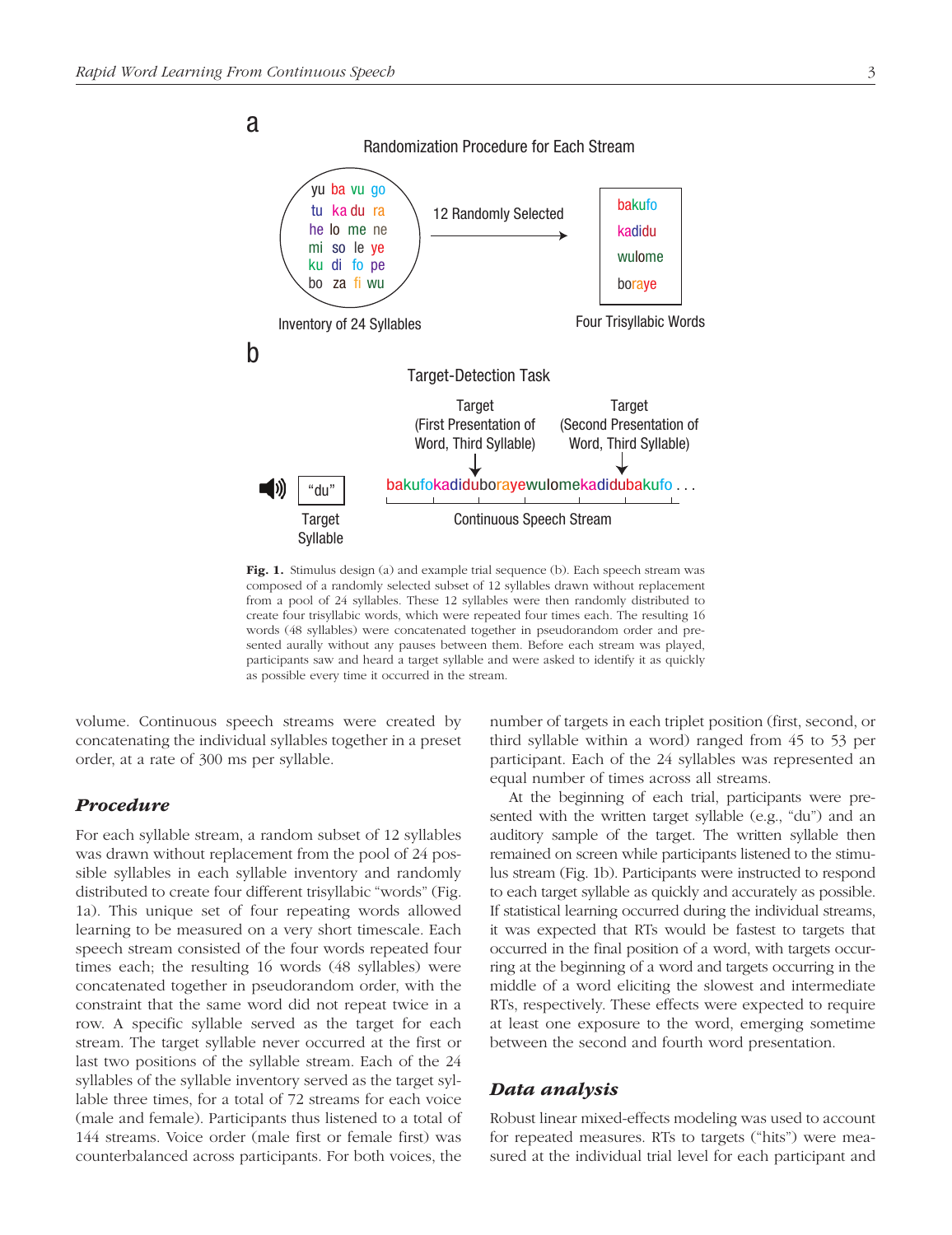Fig. 1. Stimulus design (a) and example trial sequence (b). Each speech stream was composed of a randomly selected subset of 12 syllables drawn without replacement from a pool of 24 syllables. These 12 syllables were then randomly distributed to create four trisyllabic words, which were repeated four times each. The resulting 16 words (48 syllables) were concatenated together in pseudorandom order and presented aurally without any pauses between them. Before each stream was played, participants saw and heard a target syllable and were asked to identify it as quickly as possible every time it occurred in the stream.

volume. Continuous speech streams were created by concatenating the individual syllables together in a preset order, at a rate of 300 ms per syllable.

### *Procedure*

For each syllable stream, a random subset of 12 syllables was drawn without replacement from the pool of 24 possible syllables in each syllable inventory and randomly distributed to create four different trisyllabic "words" (Fig. 1a). This unique set of four repeating words allowed learning to be measured on a very short timescale. Each speech stream consisted of the four words repeated four times each; the resulting 16 words (48 syllables) were concatenated together in pseudorandom order, with the constraint that the same word did not repeat twice in a row. A specific syllable served as the target for each stream. The target syllable never occurred at the first or last two positions of the syllable stream. Each of the 24 syllables of the syllable inventory served as the target syllable three times, for a total of 72 streams for each voice (male and female). Participants thus listened to a total of 144 streams. Voice order (male first or female first) was counterbalanced across participants. For both voices, the number of targets in each triplet position (first, second, or third syllable within a word) ranged from 45 to 53 per participant. Each of the 24 syllables was represented an equal number of times across all streams.

At the beginning of each trial, participants were presented with the written target syllable (e.g., "du") and an auditory sample of the target. The written syllable then remained on screen while participants listened to the stimulus stream (Fig. 1b). Participants were instructed to respond to each target syllable as quickly and accurately as possible. If statistical learning occurred during the individual streams, it was expected that RTs would be fastest to targets that occurred in the final position of a word, with targets occurring at the beginning of a word and targets occurring in the middle of a word eliciting the slowest and intermediate RTs, respectively. These effects were expected to require at least one exposure to the word, emerging sometime between the second and fourth word presentation.

### *Data analysis*

Robust linear mixed-effects modeling was used to account for repeated measures. RTs to targets ("hits") were measured at the individual trial level for each participant and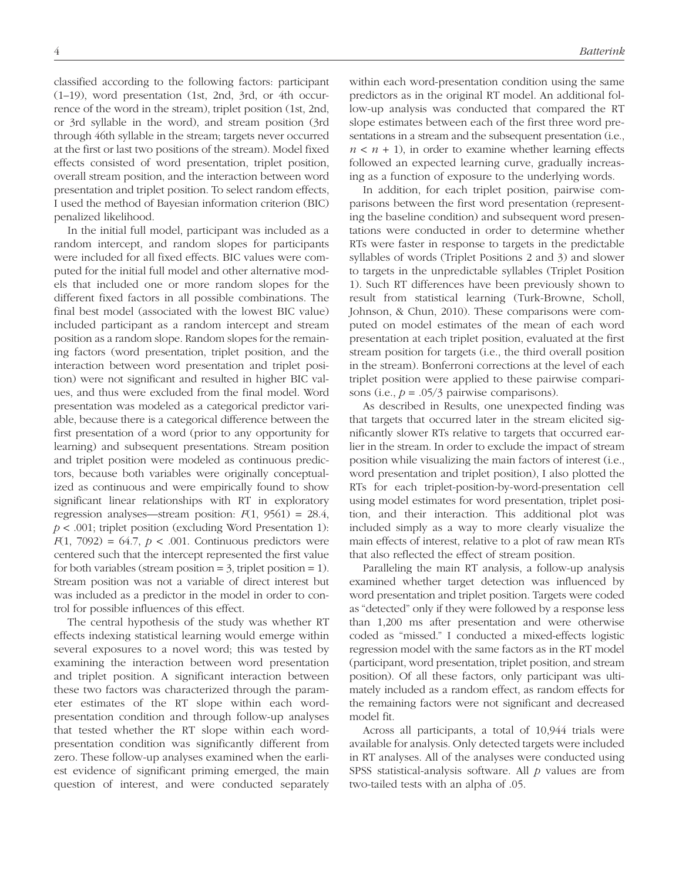classified according to the following factors: participant (1–19), word presentation (1st, 2nd, 3rd, or 4th occurrence of the word in the stream), triplet position (1st, 2nd, or 3rd syllable in the word), and stream position (3rd through 46th syllable in the stream; targets never occurred at the first or last two positions of the stream). Model fixed effects consisted of word presentation, triplet position, overall stream position, and the interaction between word presentation and triplet position. To select random effects, I used the method of Bayesian information criterion (BIC) penalized likelihood.

In the initial full model, participant was included as a random intercept, and random slopes for participants were included for all fixed effects. BIC values were computed for the initial full model and other alternative models that included one or more random slopes for the different fixed factors in all possible combinations. The final best model (associated with the lowest BIC value) included participant as a random intercept and stream position as a random slope. Random slopes for the remaining factors (word presentation, triplet position, and the interaction between word presentation and triplet position) were not significant and resulted in higher BIC values, and thus were excluded from the final model. Word presentation was modeled as a categorical predictor variable, because there is a categorical difference between the first presentation of a word (prior to any opportunity for learning) and subsequent presentations. Stream position and triplet position were modeled as continuous predictors, because both variables were originally conceptualized as continuous and were empirically found to show significant linear relationships with RT in exploratory regression analyses—stream position: $F(1, 9561) = 28.4$, $p < .001$; triplet position (excluding Word Presentation 1): $F(1, 7092) = 64.7$, $p < .001$. Continuous predictors were centered such that the intercept represented the first value for both variables (stream position = 3, triplet position = 1). Stream position was not a variable of direct interest but was included as a predictor in the model in order to control for possible influences of this effect.

The central hypothesis of the study was whether RT effects indexing statistical learning would emerge within several exposures to a novel word; this was tested by examining the interaction between word presentation and triplet position. A significant interaction between these two factors was characterized through the parameter estimates of the RT slope within each word-presentation condition and through follow-up analyses that tested whether the RT slope within each word-presentation condition was significantly different from zero. These follow-up analyses examined when the earliest evidence of significant priming emerged, the main question of interest, and were conducted separately within each word-presentation condition using the same predictors as in the original RT model. An additional follow-up analysis was conducted that compared the RT slope estimates between each of the first three word presentations in a stream and the subsequent presentation (i.e., $n < n + 1$), in order to examine whether learning effects followed an expected learning curve, gradually increasing as a function of exposure to the underlying words.

In addition, for each triplet position, pairwise comparisons between the first word presentation (representing the baseline condition) and subsequent word presentations were conducted in order to determine whether RTs were faster in response to targets in the predictable syllables of words (Triplet Positions 2 and 3) and slower to targets in the unpredictable syllables (Triplet Position 1). Such RT differences have been previously shown to result from statistical learning (Turk-Browne, Scholl, Johnson, & Chun, 2010). These comparisons were computed on model estimates of the mean of each word presentation at each triplet position, evaluated at the first stream position for targets (i.e., the third overall position in the stream). Bonferroni corrections at the level of each triplet position were applied to these pairwise comparisons (i.e., $p = .05/3$ pairwise comparisons).

As described in Results, one unexpected finding was that targets that occurred later in the stream elicited significantly slower RTs relative to targets that occurred earlier in the stream. In order to exclude the impact of stream position while visualizing the main factors of interest (i.e., word presentation and triplet position), I also plotted the RTs for each triplet-position-by-word-presentation cell using model estimates for word presentation, triplet position, and their interaction. This additional plot was included simply as a way to more clearly visualize the main effects of interest, relative to a plot of raw mean RTs that also reflected the effect of stream position.

Paralleling the main RT analysis, a follow-up analysis examined whether target detection was influenced by word presentation and triplet position. Targets were coded as "detected" only if they were followed by a response less than 1,200 ms after presentation and were otherwise coded as "missed." I conducted a mixed-effects logistic regression model with the same factors as in the RT model (participant, word presentation, triplet position, and stream position). Of all these factors, only participant was ultimately included as a random effect, as random effects for the remaining factors were not significant and decreased model fit.

Across all participants, a total of 10,944 trials were available for analysis. Only detected targets were included in RT analyses. All of the analyses were conducted using SPSS statistical-analysis software. All $p$ values are from two-tailed tests with an alpha of .05.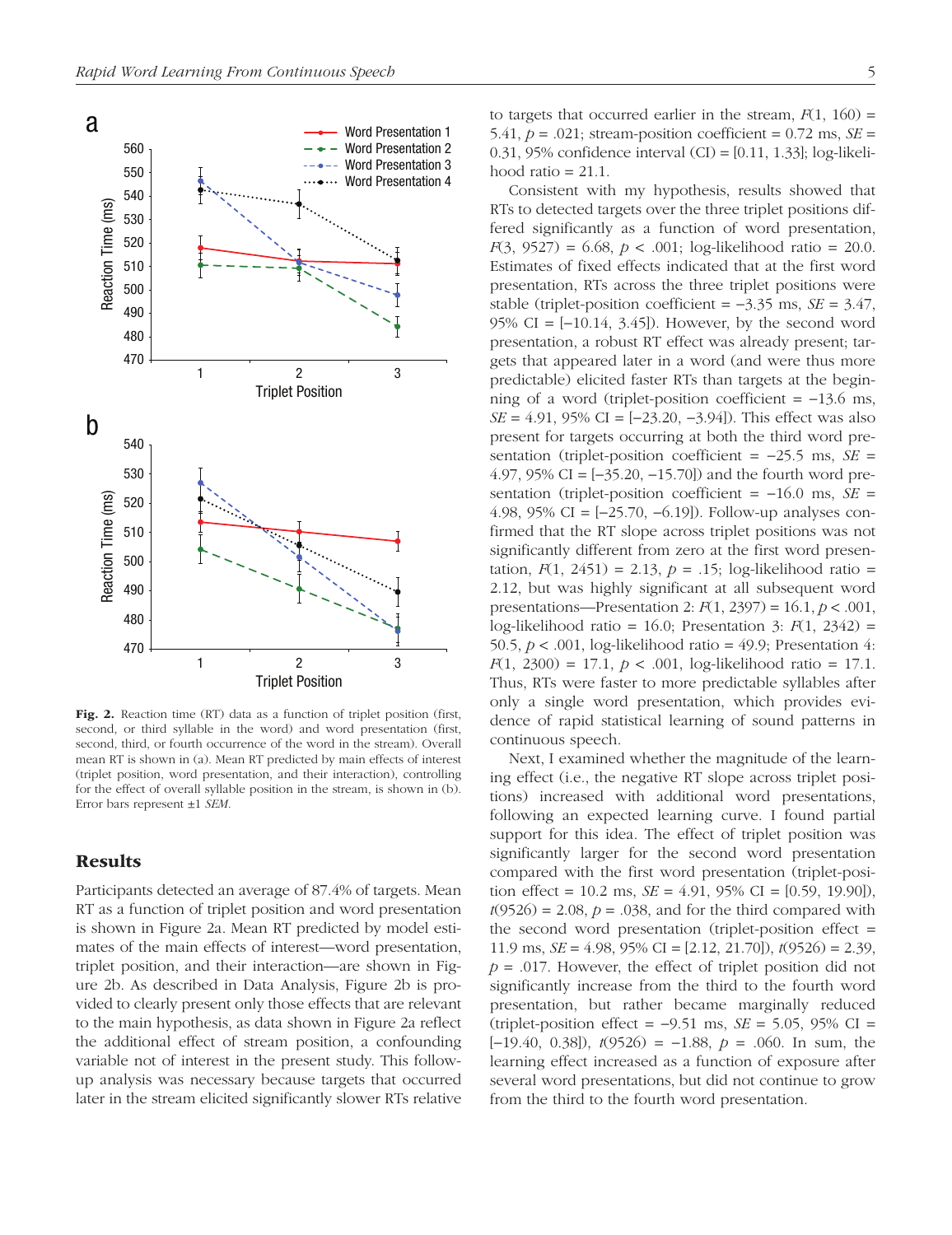Fig. 2. Reaction time (RT) data as a function of triplet position (first, second, or third syllable in the word) and word presentation (first, second, third, or fourth occurrence of the word in the stream). Overall mean RT is shown in (a). Mean RT predicted by main effects of interest (triplet position, word presentation, and their interaction), controlling for the effect of overall syllable position in the stream, is shown in (b). Error bars represent ±1 *SEM*.

## Results

Participants detected an average of 87.4% of targets. Mean RT as a function of triplet position and word presentation is shown in Figure 2a. Mean RT predicted by model estimates of the main effects of interest—word presentation, triplet position, and their interaction—are shown in Figure 2b. As described in Data Analysis, Figure 2b is provided to clearly present only those effects that are relevant to the main hypothesis, as data shown in Figure 2a reflect the additional effect of stream position, a confounding variable not of interest in the present study. This follow-up analysis was necessary because targets that occurred later in the stream elicited significantly slower RTs relative to targets that occurred earlier in the stream, $F(1, 160) = 5.41$, $p = .021$; stream-position coefficient = 0.72 ms, $SE = 0.31$, 95% confidence interval (CI) = [0.11, 1.33]; log-likelihood ratio = 21.1.

Consistent with my hypothesis, results showed that RTs to detected targets over the three triplet positions differed significantly as a function of word presentation, $F(3, 9527) = 6.68$, $p < .001$; log-likelihood ratio = 20.0. Estimates of fixed effects indicated that at the first word presentation, RTs across the three triplet positions were stable (triplet-position coefficient = −3.35 ms, $SE = 3.47$, 95% CI = [−10.14, 3.45]). However, by the second word presentation, a robust RT effect was already present; targets that appeared later in a word (and were thus more predictable) elicited faster RTs than targets at the beginning of a word (triplet-position coefficient = −13.6 ms, $SE = 4.91$, 95% CI = [−23.20, −3.94]). This effect was also present for targets occurring at both the third word presentation (triplet-position coefficient = −25.5 ms, $SE = 4.97$, 95% CI = [−35.20, −15.70]) and the fourth word presentation (triplet-position coefficient = −16.0 ms, $SE = 4.98$, 95% CI = [−25.70, −6.19]). Follow-up analyses confirmed that the RT slope across triplet positions was not significantly different from zero at the first word presentation, $F(1, 2451) = 2.13$, $p = .15$; log-likelihood ratio = 2.12, but was highly significant at all subsequent word presentations—Presentation 2: $F(1, 2397) = 16.1$, $p < .001$, log-likelihood ratio = 16.0; Presentation 3: $F(1, 2342) = 50.5$, $p < .001$, log-likelihood ratio = 49.9; Presentation 4: $F(1, 2300) = 17.1$, $p < .001$, log-likelihood ratio = 17.1. Thus, RTs were faster to more predictable syllables after only a single word presentation, which provides evidence of rapid statistical learning of sound patterns in continuous speech.

Next, I examined whether the magnitude of the learning effect (i.e., the negative RT slope across triplet positions) increased with additional word presentations, following an expected learning curve. I found partial support for this idea. The effect of triplet position was significantly larger for the second word presentation compared with the first word presentation (triplet-position effect = 10.2 ms, $SE = 4.91$, 95% CI = [0.59, 19.90]), $t(9526) = 2.08$, $p = .038$, and for the third compared with the second word presentation (triplet-position effect = 11.9 ms, $SE = 4.98$, 95% CI = [2.12, 21.70]), $t(9526) = 2.39$, $p = .017$. However, the effect of triplet position did not significantly increase from the third to the fourth word presentation, but rather became marginally reduced (triplet-position effect = −9.51 ms, $SE = 5.05$, 95% CI = [−19.40, 0.38]), $t(9526) = −1.88$, $p = .060$. In sum, the learning effect increased as a function of exposure after several word presentations, but did not continue to grow from the third to the fourth word presentation.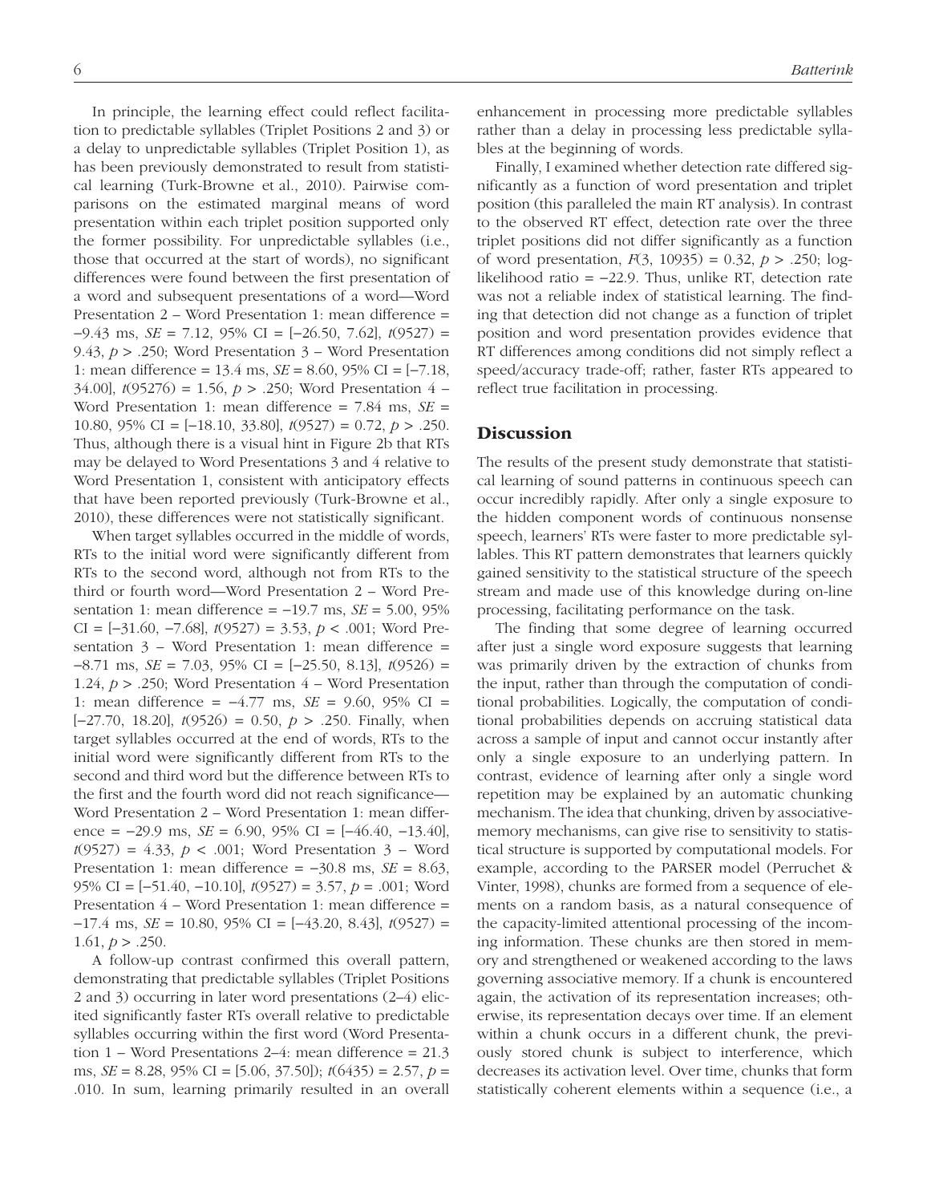In principle, the learning effect could reflect facilitation to predictable syllables (Triplet Positions 2 and 3) or a delay to unpredictable syllables (Triplet Position 1), as has been previously demonstrated to result from statistical learning (Turk-Browne et al., 2010). Pairwise comparisons on the estimated marginal means of word presentation within each triplet position supported only the former possibility. For unpredictable syllables (i.e., those that occurred at the start of words), no significant differences were found between the first presentation of a word and subsequent presentations of a word—Word Presentation 2 – Word Presentation 1: mean difference = −9.43 ms, *SE* = 7.12, 95% CI = [−26.50, 7.62], $t(9527)$ = 9.43, $p > .250$; Word Presentation 3 – Word Presentation 1: mean difference = 13.4 ms, *SE* = 8.60, 95% CI = [−7.18, 34.00], $t(95276)$ = 1.56, $p > .250$; Word Presentation 4 – Word Presentation 1: mean difference = 7.84 ms, *SE* = 10.80, 95% CI = [−18.10, 33.80], $t(9527)$ = 0.72, $p > .250$. Thus, although there is a visual hint in Figure 2b that RTs may be delayed to Word Presentations 3 and 4 relative to Word Presentation 1, consistent with anticipatory effects that have been reported previously (Turk-Browne et al., 2010), these differences were not statistically significant.

When target syllables occurred in the middle of words, RTs to the initial word were significantly different from RTs to the second word, although not from RTs to the third or fourth word—Word Presentation 2 – Word Presentation 1: mean difference = −19.7 ms, *SE* = 5.00, 95% CI = [−31.60, −7.68], $t(9527)$ = 3.53, $p < .001$; Word Presentation 3 – Word Presentation 1: mean difference = −8.71 ms, *SE* = 7.03, 95% CI = [−25.50, 8.13], $t(9526)$ = 1.24, $p > .250$; Word Presentation 4 – Word Presentation 1: mean difference = −4.77 ms, *SE* = 9.60, 95% CI = [−27.70, 18.20], $t(9526)$ = 0.50, $p > .250$. Finally, when target syllables occurred at the end of words, RTs to the initial word were significantly different from RTs to the second and third word but the difference between RTs to the first and the fourth word did not reach significance—Word Presentation 2 – Word Presentation 1: mean difference = −29.9 ms, *SE* = 6.90, 95% CI = [−46.40, −13.40], $t(9527)$ = 4.33, $p < .001$; Word Presentation 3 – Word Presentation 1: mean difference = −30.8 ms, *SE* = 8.63, 95% CI = [−51.40, −10.10], $t(9527)$ = 3.57, $p = .001$; Word Presentation 4 – Word Presentation 1: mean difference = −17.4 ms, *SE* = 10.80, 95% CI = [−43.20, 8.43], $t(9527)$ = 1.61, $p > .250$.

A follow-up contrast confirmed this overall pattern, demonstrating that predictable syllables (Triplet Positions 2 and 3) occurring in later word presentations (2–4) elicited significantly faster RTs overall relative to predictable syllables occurring within the first word (Word Presentation 1 – Word Presentations 2–4: mean difference = 21.3 ms, *SE* = 8.28, 95% CI = [5.06, 37.50]); $t(6435)$ = 2.57, $p = .010$. In sum, learning primarily resulted in an overall enhancement in processing more predictable syllables rather than a delay in processing less predictable syllables at the beginning of words.

Finally, I examined whether detection rate differed significantly as a function of word presentation and triplet position (this paralleled the main RT analysis). In contrast to the observed RT effect, detection rate over the three triplet positions did not differ significantly as a function of word presentation, $F(3, 10935)$ = 0.32, $p > .250$; log-likelihood ratio = −22.9. Thus, unlike RT, detection rate was not a reliable index of statistical learning. The finding that detection did not change as a function of triplet position and word presentation provides evidence that RT differences among conditions did not simply reflect a speed/accuracy trade-off; rather, faster RTs appeared to reflect true facilitation in processing.

## Discussion

The results of the present study demonstrate that statistical learning of sound patterns in continuous speech can occur incredibly rapidly. After only a single exposure to the hidden component words of continuous nonsense speech, learners' RTs were faster to more predictable syllables. This RT pattern demonstrates that learners quickly gained sensitivity to the statistical structure of the speech stream and made use of this knowledge during on-line processing, facilitating performance on the task.

The finding that some degree of learning occurred after just a single word exposure suggests that learning was primarily driven by the extraction of chunks from the input, rather than through the computation of conditional probabilities. Logically, the computation of conditional probabilities depends on accruing statistical data across a sample of input and cannot occur instantly after only a single exposure to an underlying pattern. In contrast, evidence of learning after only a single word repetition may be explained by an automatic chunking mechanism. The idea that chunking, driven by associative-memory mechanisms, can give rise to sensitivity to statistical structure is supported by computational models. For example, according to the PARSER model (Perruchet & Vinter, 1998), chunks are formed from a sequence of elements on a random basis, as a natural consequence of the capacity-limited attentional processing of the incoming information. These chunks are then stored in memory and strengthened or weakened according to the laws governing associative memory. If a chunk is encountered again, the activation of its representation increases; otherwise, its representation decays over time. If an element within a chunk occurs in a different chunk, the previously stored chunk is subject to interference, which decreases its activation level. Over time, chunks that form statistically coherent elements within a sequence (i.e., a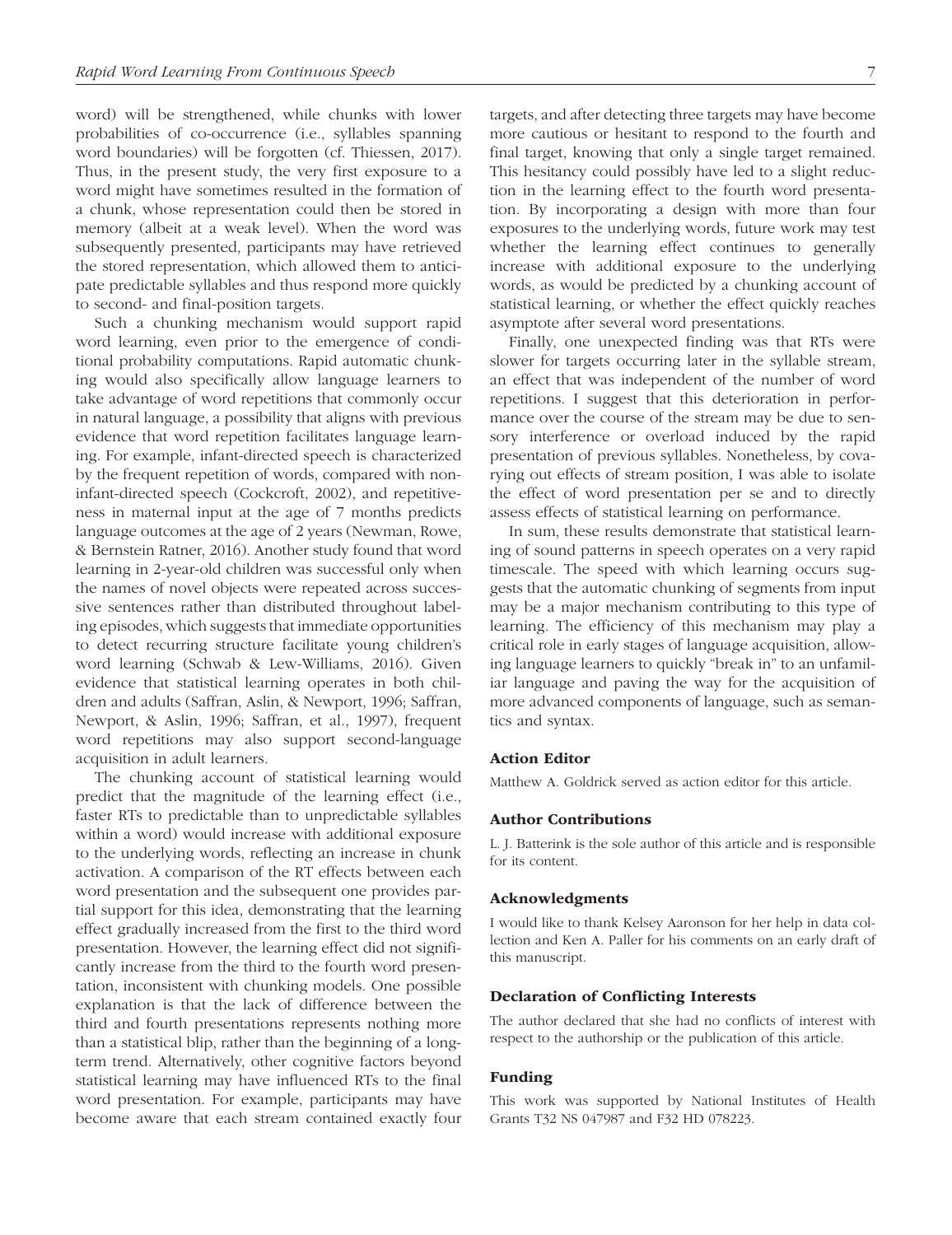word) will be strengthened, while chunks with lower probabilities of co-occurrence (i.e., syllables spanning word boundaries) will be forgotten (cf. Thiessen, 2017). Thus, in the present study, the very first exposure to a word might have sometimes resulted in the formation of a chunk, whose representation could then be stored in memory (albeit at a weak level). When the word was subsequently presented, participants may have retrieved the stored representation, which allowed them to anticipate predictable syllables and thus respond more quickly to second- and final-position targets.

Such a chunking mechanism would support rapid word learning, even prior to the emergence of conditional probability computations. Rapid automatic chunking would also specifically allow language learners to take advantage of word repetitions that commonly occur in natural language, a possibility that aligns with previous evidence that word repetition facilitates language learning. For example, infant-directed speech is characterized by the frequent repetition of words, compared with non-infant-directed speech (Cockcroft, 2002), and repetitiveness in maternal input at the age of 7 months predicts language outcomes at the age of 2 years (Newman, Rowe, & Bernstein Ratner, 2016). Another study found that word learning in 2-year-old children was successful only when the names of novel objects were repeated across successive sentences rather than distributed throughout labeling episodes, which suggests that immediate opportunities to detect recurring structure facilitate young children's word learning (Schwab & Lew-Williams, 2016). Given evidence that statistical learning operates in both children and adults (Saffran, Aslin, & Newport, 1996; Saffran, Newport, & Aslin, 1996; Saffran, et al., 1997), frequent word repetitions may also support second-language acquisition in adult learners.

The chunking account of statistical learning would predict that the magnitude of the learning effect (i.e., faster RTs to predictable than to unpredictable syllables within a word) would increase with additional exposure to the underlying words, reflecting an increase in chunk activation. A comparison of the RT effects between each word presentation and the subsequent one provides partial support for this idea, demonstrating that the learning effect gradually increased from the first to the third word presentation. However, the learning effect did not significantly increase from the third to the fourth word presentation, inconsistent with chunking models. One possible explanation is that the lack of difference between the third and fourth presentations represents nothing more than a statistical blip, rather than the beginning of a long-term trend. Alternatively, other cognitive factors beyond statistical learning may have influenced RTs to the final word presentation. For example, participants may have become aware that each stream contained exactly four targets, and after detecting three targets may have become more cautious or hesitant to respond to the fourth and final target, knowing that only a single target remained. This hesitancy could possibly have led to a slight reduction in the learning effect to the fourth word presentation. By incorporating a design with more than four exposures to the underlying words, future work may test whether the learning effect continues to generally increase with additional exposure to the underlying words, as would be predicted by a chunking account of statistical learning, or whether the effect quickly reaches asymptote after several word presentations.

Finally, one unexpected finding was that RTs were slower for targets occurring later in the syllable stream, an effect that was independent of the number of word repetitions. I suggest that this deterioration in performance over the course of the stream may be due to sensory interference or overload induced by the rapid presentation of previous syllables. Nonetheless, by covarying out effects of stream position, I was able to isolate the effect of word presentation per se and to directly assess effects of statistical learning on performance.

In sum, these results demonstrate that statistical learning of sound patterns in speech operates on a very rapid timescale. The speed with which learning occurs suggests that the automatic chunking of segments from input may be a major mechanism contributing to this type of learning. The efficiency of this mechanism may play a critical role in early stages of language acquisition, allowing language learners to quickly "break in" to an unfamiliar language and paving the way for the acquisition of more advanced components of language, such as semantics and syntax.

### Action Editor

Matthew A. Goldrick served as action editor for this article.

### Author Contributions

L. J. Batterink is the sole author of this article and is responsible for its content.

### Acknowledgments

I would like to thank Kelsey Aaronson for her help in data collection and Ken A. Paller for his comments on an early draft of this manuscript.

### Declaration of Conflicting Interests

The author declared that she had no conflicts of interest with respect to the authorship or the publication of this article.

### Funding

This work was supported by National Institutes of Health Grants T32 NS 047987 and F32 HD 078223.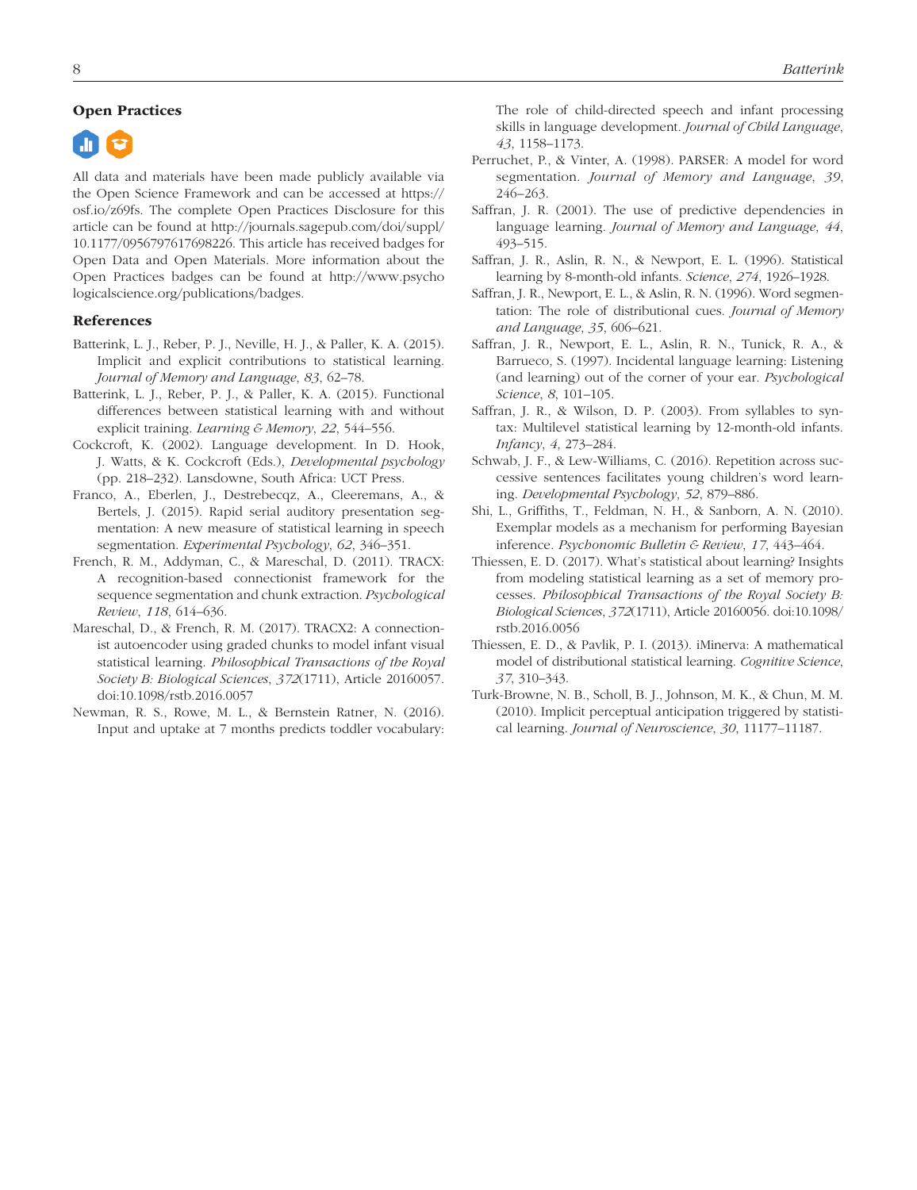## Open Practices

All data and materials have been made publicly available via the Open Science Framework and can be accessed at https://osf.io/z69fs. The complete Open Practices Disclosure for this article can be found at http://journals.sagepub.com/doi/suppl/10.1177/0956797617698226. This article has received badges for Open Data and Open Materials. More information about the Open Practices badges can be found at http://www.psychologicalscience.org/publications/badges.

## References

Batterink, L. J., Reber, P. J., Neville, H. J., & Paller, K. A. (2015). Implicit and explicit contributions to statistical learning. *Journal of Memory and Language*, *83*, 62–78.

Batterink, L. J., Reber, P. J., & Paller, K. A. (2015). Functional differences between statistical learning with and without explicit training. *Learning & Memory*, *22*, 544–556.

Cockcroft, K. (2002). Language development. In D. Hook, J. Watts, & K. Cockcroft (Eds.), *Developmental psychology* (pp. 218–232). Lansdowne, South Africa: UCT Press.

Franco, A., Eberlen, J., Destrebecqz, A., Cleeremans, A., & Bertels, J. (2015). Rapid serial auditory presentation segmentation: A new measure of statistical learning in speech segmentation. *Experimental Psychology*, *62*, 346–351.

French, R. M., Addyman, C., & Mareschal, D. (2011). TRACX: A recognition-based connectionist framework for the sequence segmentation and chunk extraction. *Psychological Review*, *118*, 614–636.

Mareschal, D., & French, R. M. (2017). TRACX2: A connectionist autoencoder using graded chunks to model infant visual statistical learning. *Philosophical Transactions of the Royal Society B: Biological Sciences*, *372*(1711), Article 20160057. doi:10.1098/rstb.2016.0057

Newman, R. S., Rowe, M. L., & Bernstein Ratner, N. (2016). Input and uptake at 7 months predicts toddler vocabulary: The role of child-directed speech and infant processing skills in language development. *Journal of Child Language*, *43*, 1158–1173.

Perruchet, P., & Vinter, A. (1998). PARSER: A model for word segmentation. *Journal of Memory and Language*, *39*, 246–263.

Saffran, J. R. (2001). The use of predictive dependencies in language learning. *Journal of Memory and Language*, *44*, 493–515.

Saffran, J. R., Aslin, R. N., & Newport, E. L. (1996). Statistical learning by 8-month-old infants. *Science*, *274*, 1926–1928.

Saffran, J. R., Newport, E. L., & Aslin, R. N. (1996). Word segmentation: The role of distributional cues. *Journal of Memory and Language*, *35*, 606–621.

Saffran, J. R., Newport, E. L., Aslin, R. N., Tunick, R. A., & Barrueco, S. (1997). Incidental language learning: Listening (and learning) out of the corner of your ear. *Psychological Science*, *8*, 101–105.

Saffran, J. R., & Wilson, D. P. (2003). From syllables to syntax: Multilevel statistical learning by 12-month-old infants. *Infancy*, *4*, 273–284.

Schwab, J. F., & Lew-Williams, C. (2016). Repetition across successive sentences facilitates young children's word learning. *Developmental Psychology*, *52*, 879–886.

Shi, L., Griffiths, T., Feldman, N. H., & Sanborn, A. N. (2010). Exemplar models as a mechanism for performing Bayesian inference. *Psychonomic Bulletin & Review*, *17*, 443–464.

Thiessen, E. D. (2017). What's statistical about learning? Insights from modeling statistical learning as a set of memory processes. *Philosophical Transactions of the Royal Society B: Biological Sciences*, *372*(1711), Article 20160056. doi:10.1098/rstb.2016.0056

Thiessen, E. D., & Pavlik, P. I. (2013). iMinerva: A mathematical model of distributional statistical learning. *Cognitive Science*, *37*, 310–343.

Turk-Browne, N. B., Scholl, B. J., Johnson, M. K., & Chun, M. M. (2010). Implicit perceptual anticipation triggered by statistical learning. *Journal of Neuroscience*, *30*, 11177–11187.